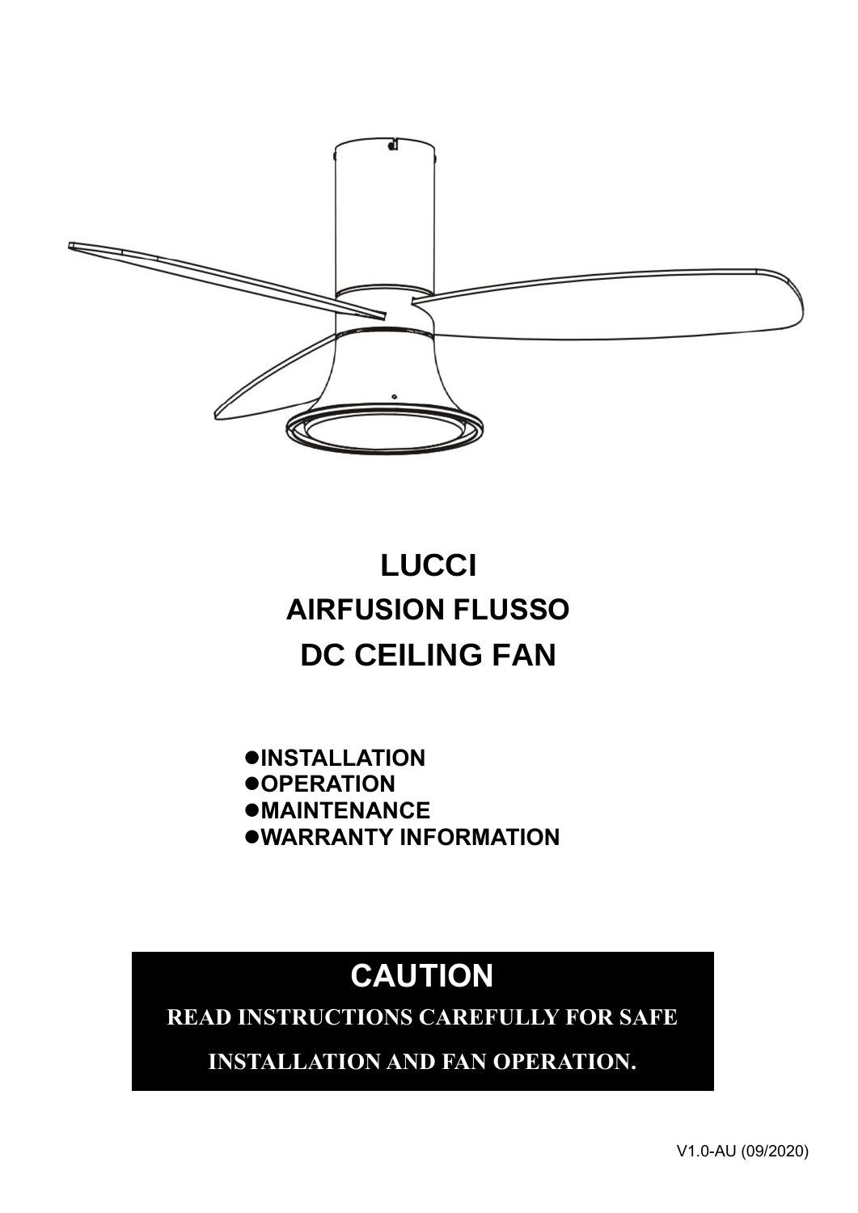# LUCCI
# AIRFUSION FLUSSO
# DC CEILING FAN

- **INSTALLATION**
- **OPERATION**
- **MAINTENANCE**
- **WARRANTY INFORMATION**

## CAUTION

**READ INSTRUCTIONS CAREFULLY FOR SAFE INSTALLATION AND FAN OPERATION.**

V1.0-AU (09/2020)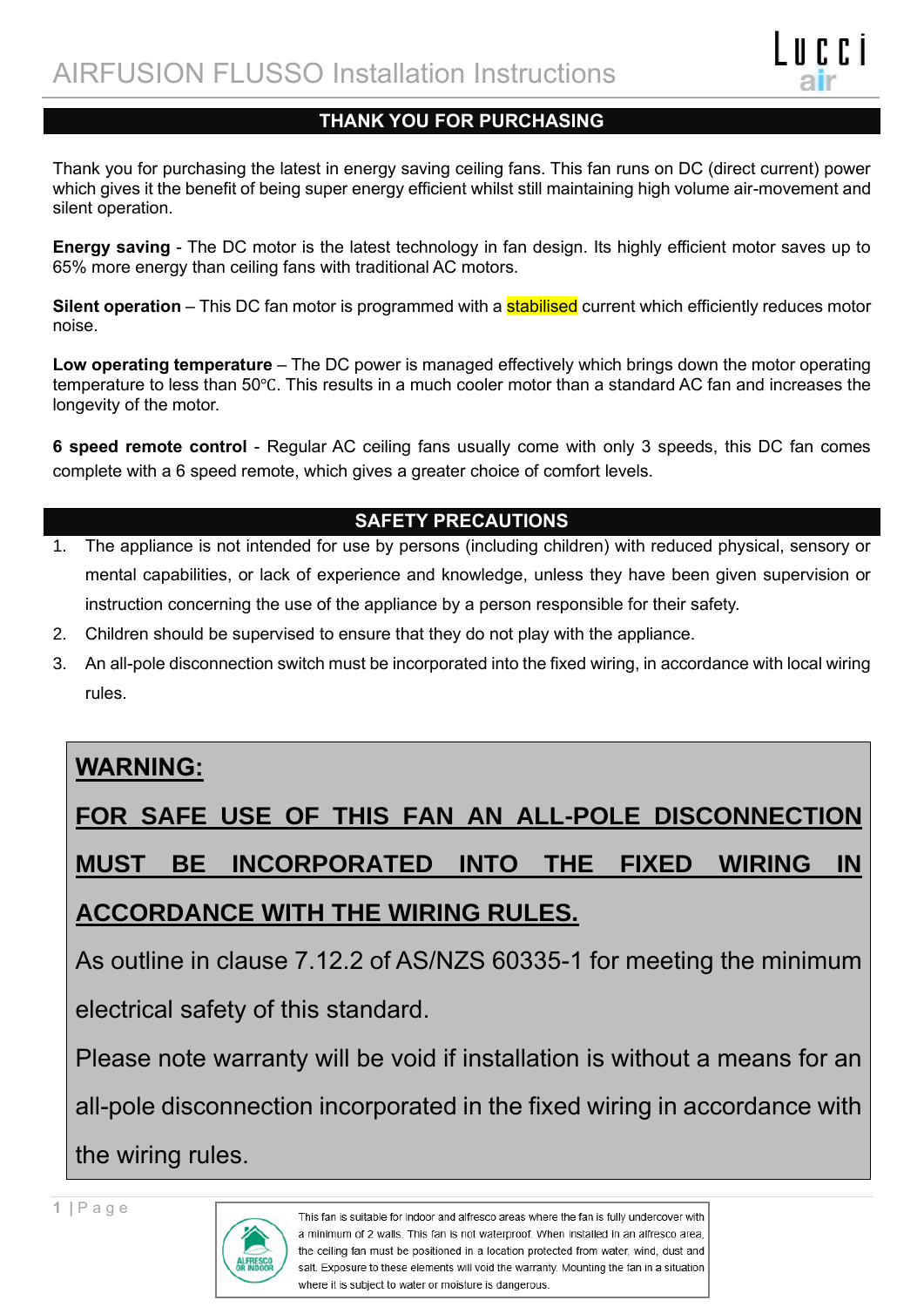# AIRFUSION FLUSSO Installation Instructions

## THANK YOU FOR PURCHASING

Thank you for purchasing the latest in energy saving ceiling fans. This fan runs on DC (direct current) power which gives it the benefit of being super energy efficient whilst still maintaining high volume air-movement and silent operation.

**Energy saving** - The DC motor is the latest technology in fan design. Its highly efficient motor saves up to 65% more energy than ceiling fans with traditional AC motors.

**Silent operation** – This DC fan motor is programmed with a stabilised current which efficiently reduces motor noise.

**Low operating temperature** – The DC power is managed effectively which brings down the motor operating temperature to less than 50℃. This results in a much cooler motor than a standard AC fan and increases the longevity of the motor.

**6 speed remote control** - Regular AC ceiling fans usually come with only 3 speeds, this DC fan comes complete with a 6 speed remote, which gives a greater choice of comfort levels.

## SAFETY PRECAUTIONS

1. The appliance is not intended for use by persons (including children) with reduced physical, sensory or mental capabilities, or lack of experience and knowledge, unless they have been given supervision or instruction concerning the use of the appliance by a person responsible for their safety.
2. Children should be supervised to ensure that they do not play with the appliance.
3. An all-pole disconnection switch must be incorporated into the fixed wiring, in accordance with local wiring rules.

**WARNING:**

**FOR SAFE USE OF THIS FAN AN ALL-POLE DISCONNECTION MUST BE INCORPORATED INTO THE FIXED WIRING IN ACCORDANCE WITH THE WIRING RULES.**

As outline in clause 7.12.2 of AS/NZS 60335-1 for meeting the minimum electrical safety of this standard.

Please note warranty will be void if installation is without a means for an all-pole disconnection incorporated in the fixed wiring in accordance with the wiring rules.

ALFRESCO OR INDOOR

This fan is suitable for indoor and alfresco areas where the fan is fully undercover with a minimum of 2 walls. This fan is not waterproof. When installed in an alfresco area, the ceiling fan must be positioned in a location protected from water, wind, dust and salt. Exposure to these elements will void the warranty. Mounting the fan in a situation where it is subject to water or moisture is dangerous.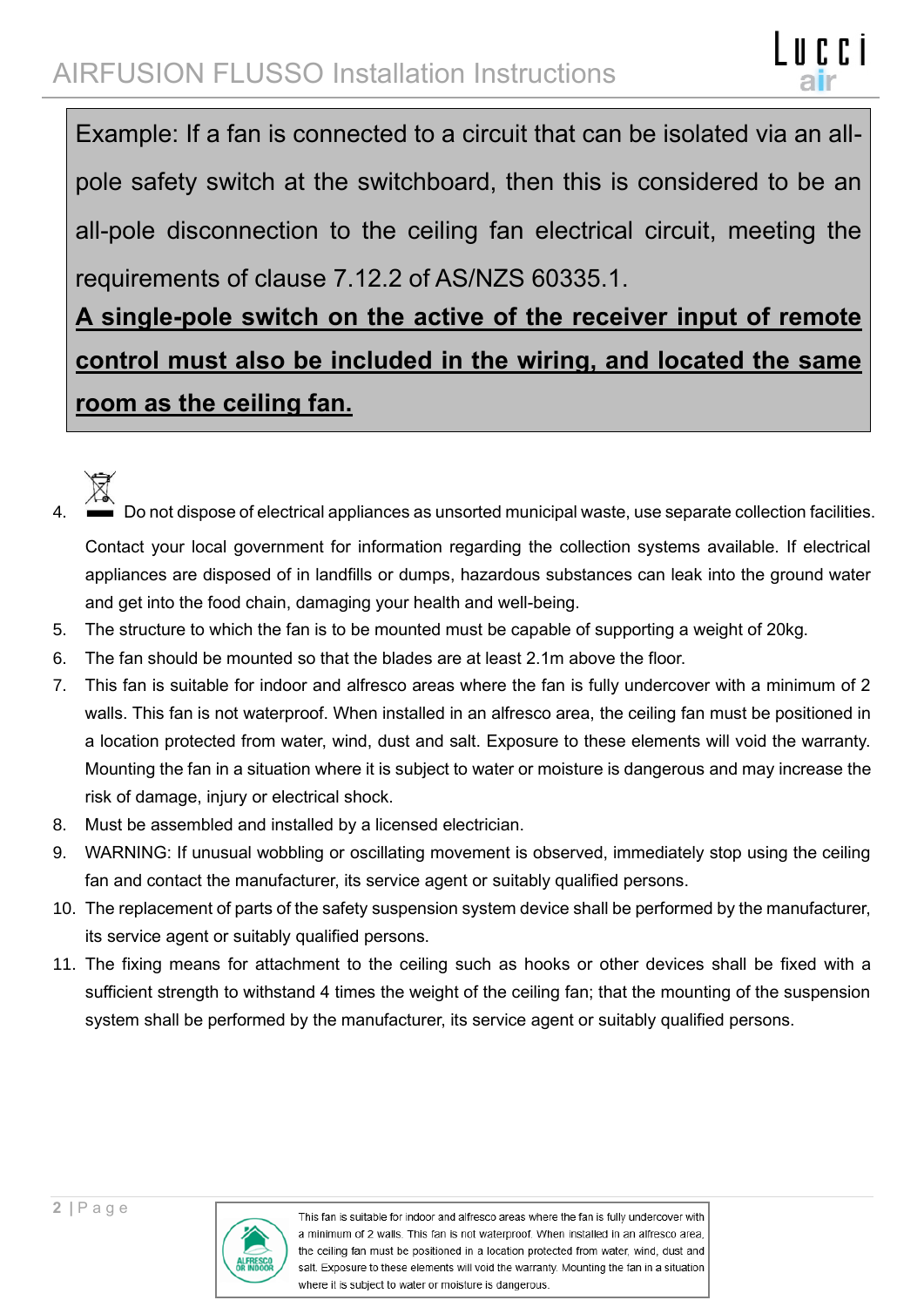Example: If a fan is connected to a circuit that can be isolated via an all-pole safety switch at the switchboard, then this is considered to be an all-pole disconnection to the ceiling fan electrical circuit, meeting the requirements of clause 7.12.2 of AS/NZS 60335.1.

**A single-pole switch on the active of the receiver input of remote control must also be included in the wiring, and located the same room as the ceiling fan.**

4. Do not dispose of electrical appliances as unsorted municipal waste, use separate collection facilities. Contact your local government for information regarding the collection systems available. If electrical appliances are disposed of in landfills or dumps, hazardous substances can leak into the ground water and get into the food chain, damaging your health and well-being.
5. The structure to which the fan is to be mounted must be capable of supporting a weight of 20kg.
6. The fan should be mounted so that the blades are at least 2.1m above the floor.
7. This fan is suitable for indoor and alfresco areas where the fan is fully undercover with a minimum of 2 walls. This fan is not waterproof. When installed in an alfresco area, the ceiling fan must be positioned in a location protected from water, wind, dust and salt. Exposure to these elements will void the warranty. Mounting the fan in a situation where it is subject to water or moisture is dangerous and may increase the risk of damage, injury or electrical shock.
8. Must be assembled and installed by a licensed electrician.
9. WARNING: If unusual wobbling or oscillating movement is observed, immediately stop using the ceiling fan and contact the manufacturer, its service agent or suitably qualified persons.
10. The replacement of parts of the safety suspension system device shall be performed by the manufacturer, its service agent or suitably qualified persons.
11. The fixing means for attachment to the ceiling such as hooks or other devices shall be fixed with a sufficient strength to withstand 4 times the weight of the ceiling fan; that the mounting of the suspension system shall be performed by the manufacturer, its service agent or suitably qualified persons.

ALFRESCO OR INDOOR

This fan is suitable for indoor and alfresco areas where the fan is fully undercover with a minimum of 2 walls. This fan is not waterproof. When installed in an alfresco area, the ceiling fan must be positioned in a location protected from water, wind, dust and salt. Exposure to these elements will void the warranty. Mounting the fan in a situation where it is subject to water or moisture is dangerous.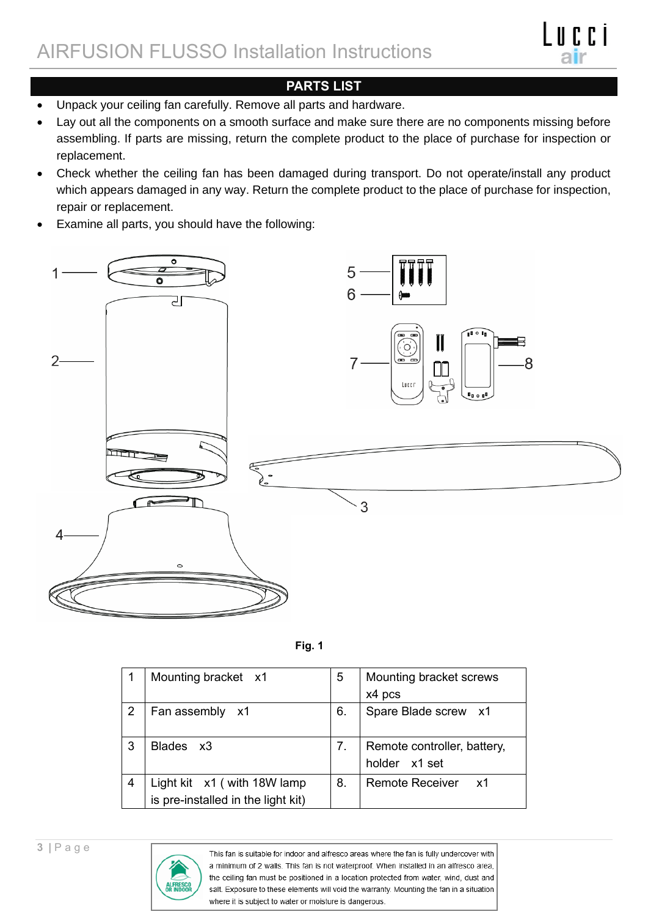## PARTS LIST

- Unpack your ceiling fan carefully. Remove all parts and hardware.
- Lay out all the components on a smooth surface and make sure there are no components missing before assembling. If parts are missing, return the complete product to the place of purchase for inspection or replacement.
- Check whether the ceiling fan has been damaged during transport. Do not operate/install any product which appears damaged in any way. Return the complete product to the place of purchase for inspection, repair or replacement.
- Examine all parts, you should have the following:

**Fig. 1**

| 1 | Mounting bracket x1 | 5 | Mounting bracket screws x4 pcs |
|---|---|---|---|
| 2 | Fan assembly x1 | 6. | Spare Blade screw x1 |
| 3 | Blades x3 | 7. | Remote controller, battery, holder x1 set |
| 4 | Light kit x1 ( with 18W lamp is pre-installed in the light kit) | 8. | Remote Receiver x1 |

ALFRESCO OR INDOOR

This fan is suitable for indoor and alfresco areas where the fan is fully undercover with a minimum of 2 walls. This fan is not waterproof. When installed in an alfresco area, the ceiling fan must be positioned in a location protected from water, wind, dust and salt. Exposure to these elements will void the warranty. Mounting the fan in a situation where it is subject to water or moisture is dangerous.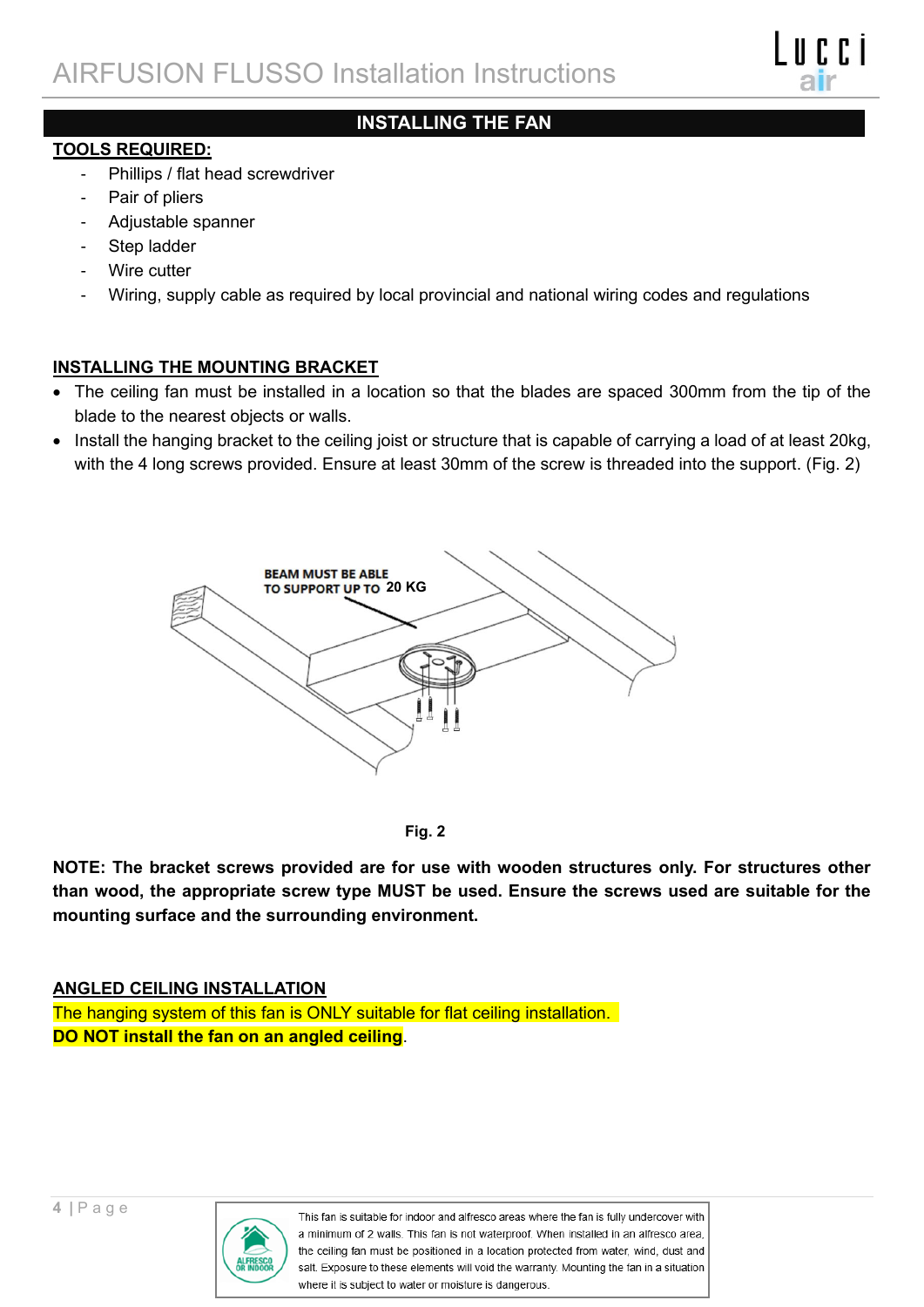## INSTALLING THE FAN

**TOOLS REQUIRED:**

- Phillips / flat head screwdriver
- Pair of pliers
- Adjustable spanner
- Step ladder
- Wire cutter
- Wiring, supply cable as required by local provincial and national wiring codes and regulations

**INSTALLING THE MOUNTING BRACKET**

- The ceiling fan must be installed in a location so that the blades are spaced 300mm from the tip of the blade to the nearest objects or walls.
- Install the hanging bracket to the ceiling joist or structure that is capable of carrying a load of at least 20kg, with the 4 long screws provided. Ensure at least 30mm of the screw is threaded into the support. (Fig. 2)

BEAM MUST BE ABLE TO SUPPORT UP TO 20 KG

**Fig. 2**

**NOTE: The bracket screws provided are for use with wooden structures only. For structures other than wood, the appropriate screw type MUST be used. Ensure the screws used are suitable for the mounting surface and the surrounding environment.**

**ANGLED CEILING INSTALLATION**

The hanging system of this fan is ONLY suitable for flat ceiling installation.
**DO NOT install the fan on an angled ceiling**.

ALFRESCO OR INDOOR

This fan is suitable for indoor and alfresco areas where the fan is fully undercover with a minimum of 2 walls. This fan is not waterproof. When installed in an alfresco area, the ceiling fan must be positioned in a location protected from water, wind, dust and salt. Exposure to these elements will void the warranty. Mounting the fan in a situation where it is subject to water or moisture is dangerous.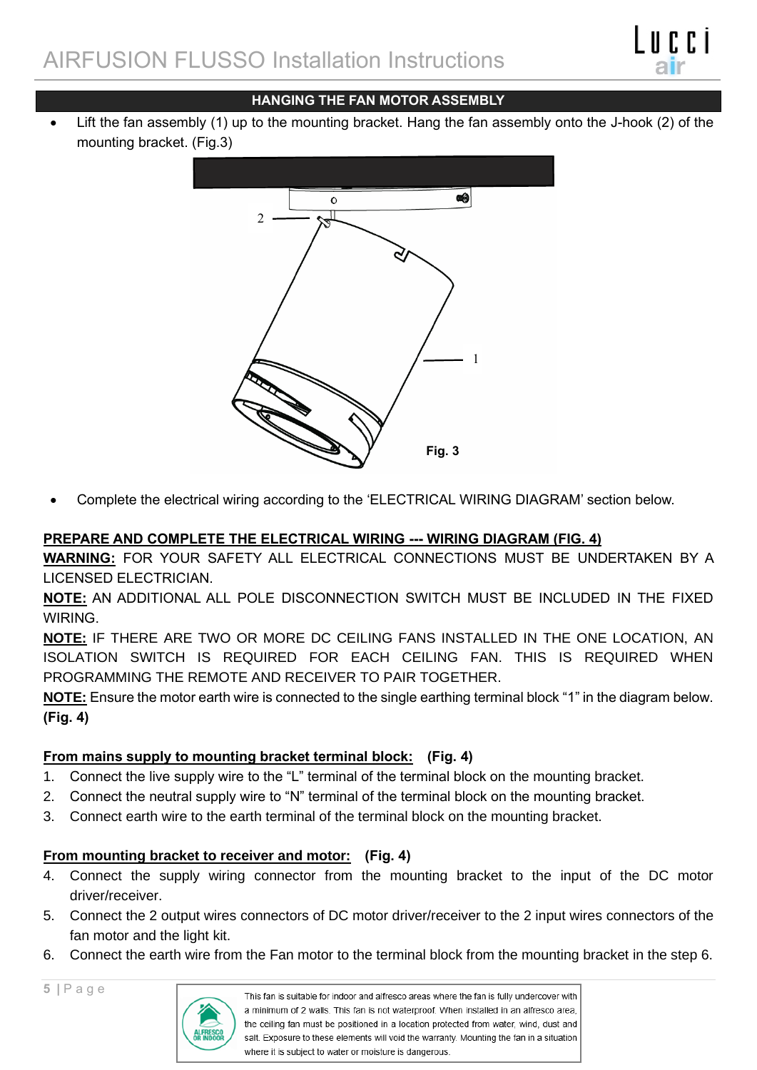## HANGING THE FAN MOTOR ASSEMBLY

- Lift the fan assembly (1) up to the mounting bracket. Hang the fan assembly onto the J-hook (2) of the mounting bracket. (Fig.3)

Fig. 3

- Complete the electrical wiring according to the 'ELECTRICAL WIRING DIAGRAM' section below.

### PREPARE AND COMPLETE THE ELECTRICAL WIRING --- WIRING DIAGRAM (FIG. 4)

**WARNING:** FOR YOUR SAFETY ALL ELECTRICAL CONNECTIONS MUST BE UNDERTAKEN BY A LICENSED ELECTRICIAN.

**NOTE:** AN ADDITIONAL ALL POLE DISCONNECTION SWITCH MUST BE INCLUDED IN THE FIXED WIRING.

**NOTE:** IF THERE ARE TWO OR MORE DC CEILING FANS INSTALLED IN THE ONE LOCATION, AN ISOLATION SWITCH IS REQUIRED FOR EACH CEILING FAN. THIS IS REQUIRED WHEN PROGRAMMING THE REMOTE AND RECEIVER TO PAIR TOGETHER.

**NOTE:** Ensure the motor earth wire is connected to the single earthing terminal block "1" in the diagram below. **(Fig. 4)**

**From mains supply to mounting bracket terminal block: (Fig. 4)**

1. Connect the live supply wire to the "L" terminal of the terminal block on the mounting bracket.
2. Connect the neutral supply wire to "N" terminal of the terminal block on the mounting bracket.
3. Connect earth wire to the earth terminal of the terminal block on the mounting bracket.

**From mounting bracket to receiver and motor: (Fig. 4)**

4. Connect the supply wiring connector from the mounting bracket to the input of the DC motor driver/receiver.
5. Connect the 2 output wires connectors of DC motor driver/receiver to the 2 input wires connectors of the fan motor and the light kit.
6. Connect the earth wire from the Fan motor to the terminal block from the mounting bracket in the step 6.

ALFRESCO OR INDOOR

This fan is suitable for indoor and alfresco areas where the fan is fully undercover with a minimum of 2 walls. This fan is not waterproof. When installed in an alfresco area, the ceiling fan must be positioned in a location protected from water, wind, dust and salt. Exposure to these elements will void the warranty. Mounting the fan in a situation where it is subject to water or moisture is dangerous.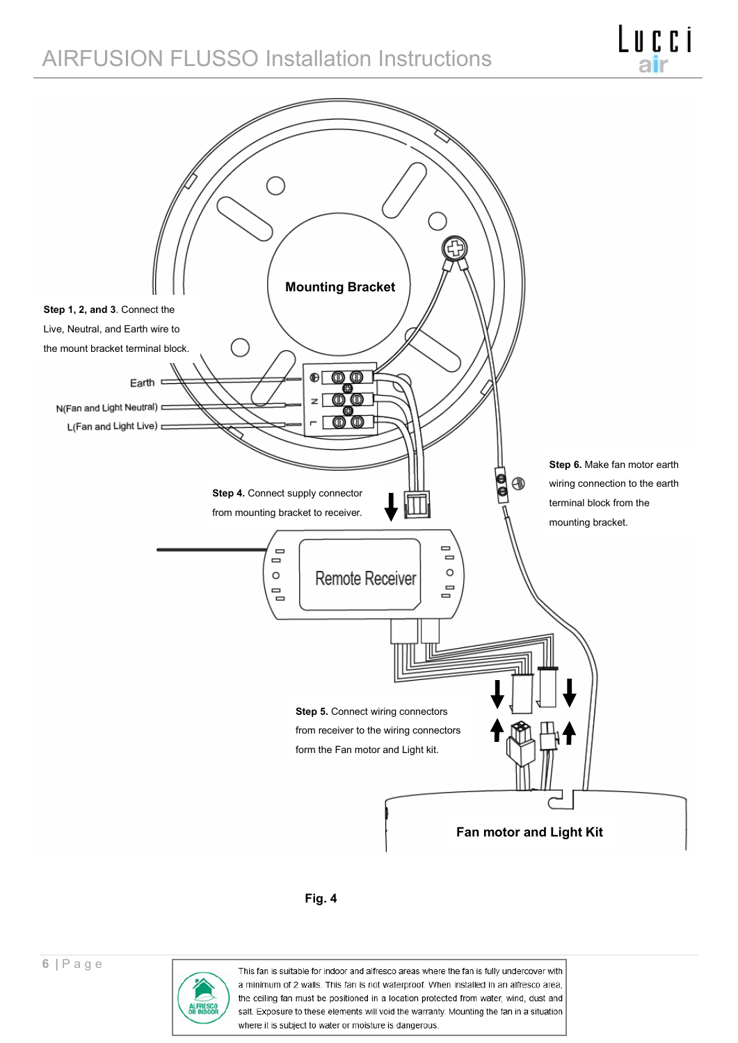Mounting Bracket

**Step 1, 2, and 3**. Connect the Live, Neutral, and Earth wire to the mount bracket terminal block.

Earth

N(Fan and Light Neutral)

L(Fan and Light Live)

**Step 4.** Connect supply connector from mounting bracket to receiver.

Remote Receiver

**Step 6.** Make fan motor earth wiring connection to the earth terminal block from the mounting bracket.

**Step 5.** Connect wiring connectors from receiver to the wiring connectors form the Fan motor and Light kit.

Fan motor and Light Kit

**Fig. 4**

This fan is suitable for indoor and alfresco areas where the fan is fully undercover with a minimum of 2 walls. This fan is not waterproof. When installed in an alfresco area, the ceiling fan must be positioned in a location protected from water, wind, dust and salt. Exposure to these elements will void the warranty. Mounting the fan in a situation where it is subject to water or moisture is dangerous.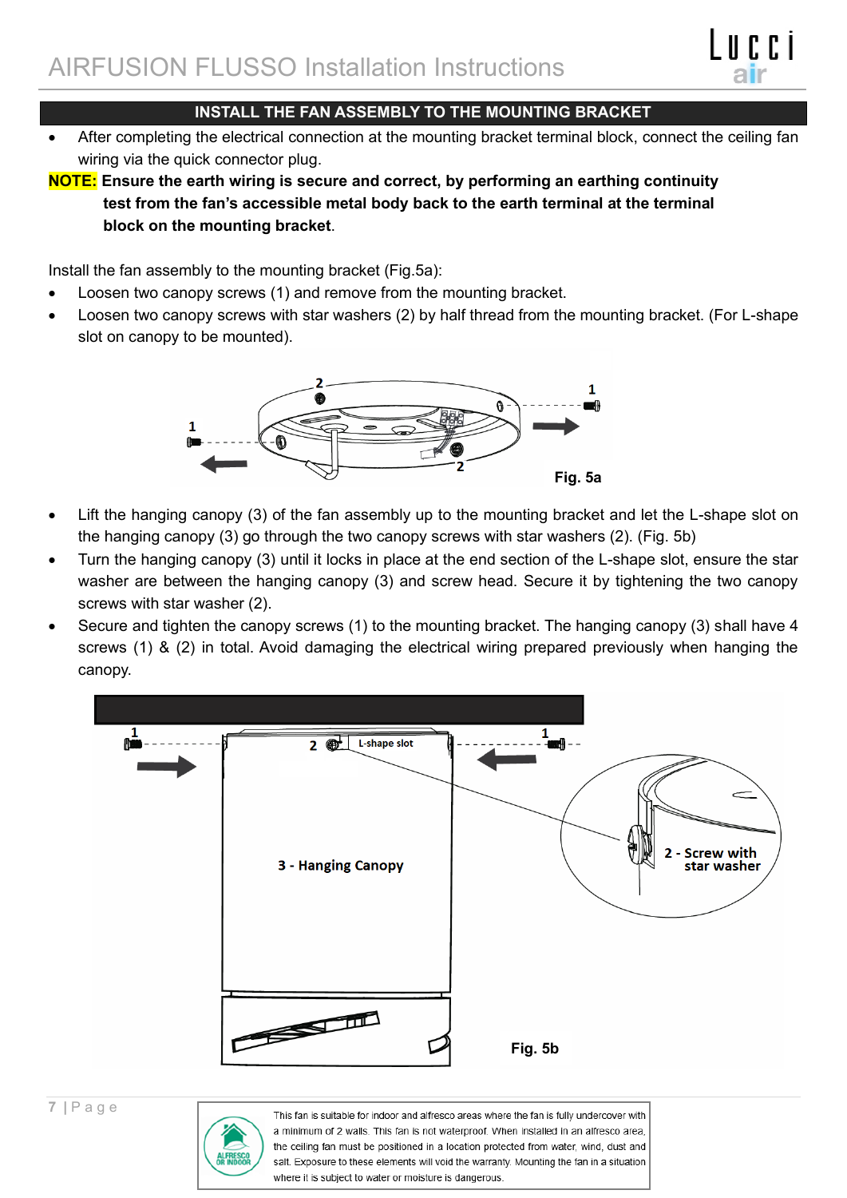## INSTALL THE FAN ASSEMBLY TO THE MOUNTING BRACKET

- After completing the electrical connection at the mounting bracket terminal block, connect the ceiling fan wiring via the quick connector plug.

**NOTE: Ensure the earth wiring is secure and correct, by performing an earthing continuity test from the fan's accessible metal body back to the earth terminal at the terminal block on the mounting bracket**.

Install the fan assembly to the mounting bracket (Fig.5a):

- Loosen two canopy screws (1) and remove from the mounting bracket.
- Loosen two canopy screws with star washers (2) by half thread from the mounting bracket. (For L-shape slot on canopy to be mounted).

Fig. 5a

- Lift the hanging canopy (3) of the fan assembly up to the mounting bracket and let the L-shape slot on the hanging canopy (3) go through the two canopy screws with star washers (2). (Fig. 5b)
- Turn the hanging canopy (3) until it locks in place at the end section of the L-shape slot, ensure the star washer are between the hanging canopy (3) and screw head. Secure it by tightening the two canopy screws with star washer (2).
- Secure and tighten the canopy screws (1) to the mounting bracket. The hanging canopy (3) shall have 4 screws (1) & (2) in total. Avoid damaging the electrical wiring prepared previously when hanging the canopy.

Fig. 5b

This fan is suitable for indoor and alfresco areas where the fan is fully undercover with a minimum of 2 walls. This fan is not waterproof. When installed in an alfresco area, the ceiling fan must be positioned in a location protected from water, wind, dust and salt. Exposure to these elements will void the warranty. Mounting the fan in a situation where it is subject to water or moisture is dangerous.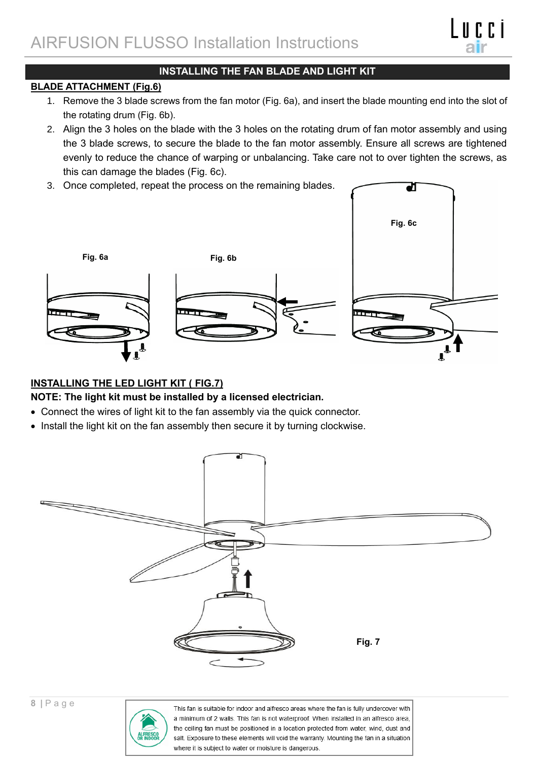## INSTALLING THE FAN BLADE AND LIGHT KIT

### BLADE ATTACHMENT (Fig.6)

1. Remove the 3 blade screws from the fan motor (Fig. 6a), and insert the blade mounting end into the slot of the rotating drum (Fig. 6b).
2. Align the 3 holes on the blade with the 3 holes on the rotating drum of fan motor assembly and using the 3 blade screws, to secure the blade to the fan motor assembly. Ensure all screws are tightened evenly to reduce the chance of warping or unbalancing. Take care not to over tighten the screws, as this can damage the blades (Fig. 6c).
3. Once completed, repeat the process on the remaining blades.

Fig. 6a

Fig. 6b

Fig. 6c

### INSTALLING THE LED LIGHT KIT ( FIG.7)

**NOTE: The light kit must be installed by a licensed electrician.**

- Connect the wires of light kit to the fan assembly via the quick connector.
- Install the light kit on the fan assembly then secure it by turning clockwise.

Fig. 7

This fan is suitable for indoor and alfresco areas where the fan is fully undercover with a minimum of 2 walls. This fan is not waterproof. When installed in an alfresco area, the ceiling fan must be positioned in a location protected from water, wind, dust and salt. Exposure to these elements will void the warranty. Mounting the fan in a situation where it is subject to water or moisture is dangerous.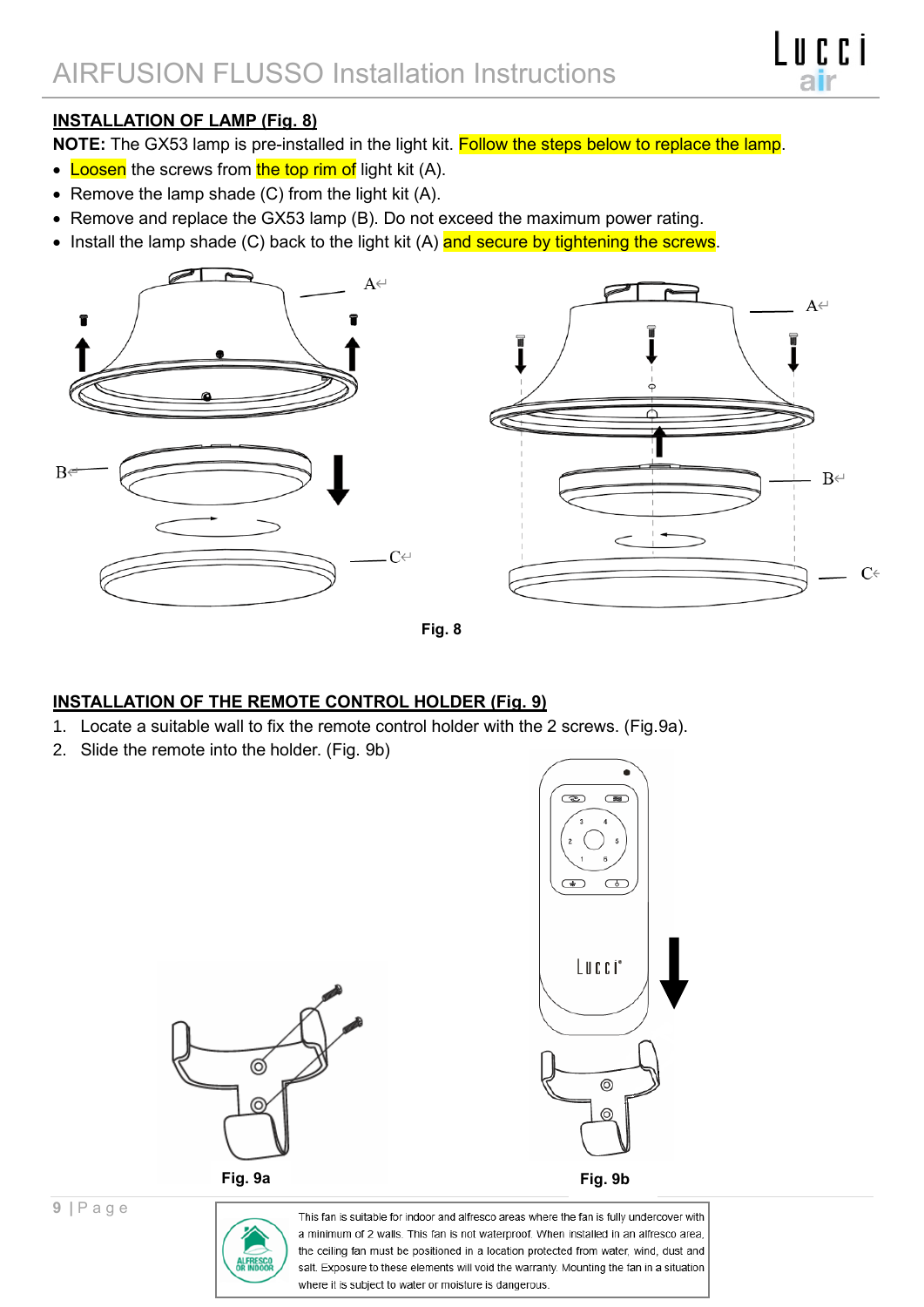## INSTALLATION OF LAMP (Fig. 8)

**NOTE:** The GX53 lamp is pre-installed in the light kit. Follow the steps below to replace the lamp.

- Loosen the screws from the top rim of light kit (A).
- Remove the lamp shade (C) from the light kit (A).
- Remove and replace the GX53 lamp (B). Do not exceed the maximum power rating.
- Install the lamp shade (C) back to the light kit (A) and secure by tightening the screws.

**Fig. 8**

## INSTALLATION OF THE REMOTE CONTROL HOLDER (Fig. 9)

1. Locate a suitable wall to fix the remote control holder with the 2 screws. (Fig.9a).
2. Slide the remote into the holder. (Fig. 9b)

**Fig. 9a**

**Fig. 9b**

ALFRESCO OR INDOOR

This fan is suitable for indoor and alfresco areas where the fan is fully undercover with a minimum of 2 walls. This fan is not waterproof. When installed in an alfresco area, the ceiling fan must be positioned in a location protected from water, wind, dust and salt. Exposure to these elements will void the warranty. Mounting the fan in a situation where it is subject to water or moisture is dangerous.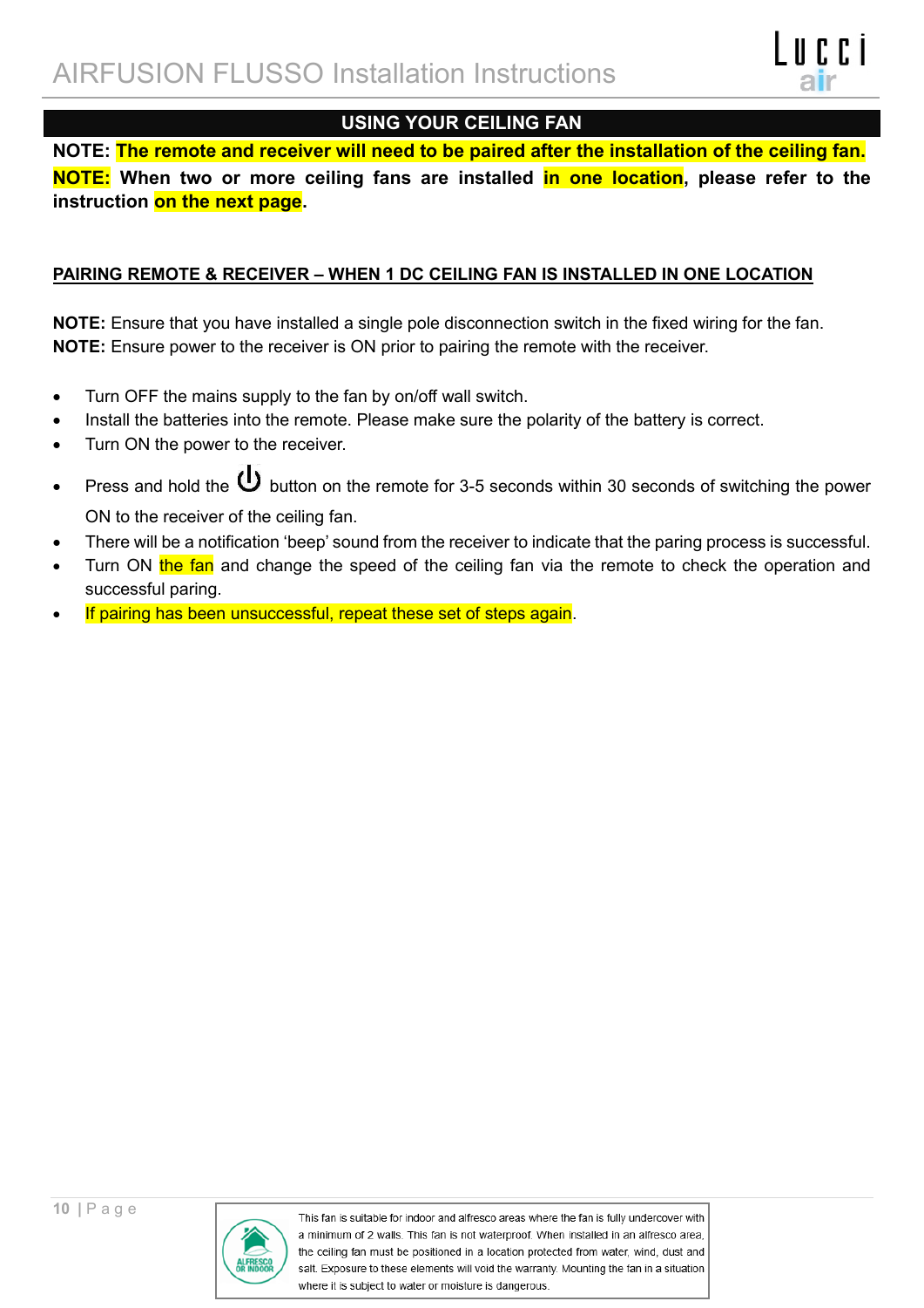## USING YOUR CEILING FAN

**NOTE: The remote and receiver will need to be paired after the installation of the ceiling fan.**

**NOTE: When two or more ceiling fans are installed in one location, please refer to the instruction on the next page.**

### PAIRING REMOTE & RECEIVER – WHEN 1 DC CEILING FAN IS INSTALLED IN ONE LOCATION

**NOTE:** Ensure that you have installed a single pole disconnection switch in the fixed wiring for the fan.
**NOTE:** Ensure power to the receiver is ON prior to pairing the remote with the receiver.

- Turn OFF the mains supply to the fan by on/off wall switch.
- Install the batteries into the remote. Please make sure the polarity of the battery is correct.
- Turn ON the power to the receiver.
- Press and hold the ⏻ button on the remote for 3-5 seconds within 30 seconds of switching the power ON to the receiver of the ceiling fan.
- There will be a notification 'beep' sound from the receiver to indicate that the paring process is successful.
- Turn ON the fan and change the speed of the ceiling fan via the remote to check the operation and successful paring.
- If pairing has been unsuccessful, repeat these set of steps again.

ALFRESCO OR INDOOR

This fan is suitable for indoor and alfresco areas where the fan is fully undercover with a minimum of 2 walls. This fan is not waterproof. When installed in an alfresco area, the ceiling fan must be positioned in a location protected from water, wind, dust and salt. Exposure to these elements will void the warranty. Mounting the fan in a situation where it is subject to water or moisture is dangerous.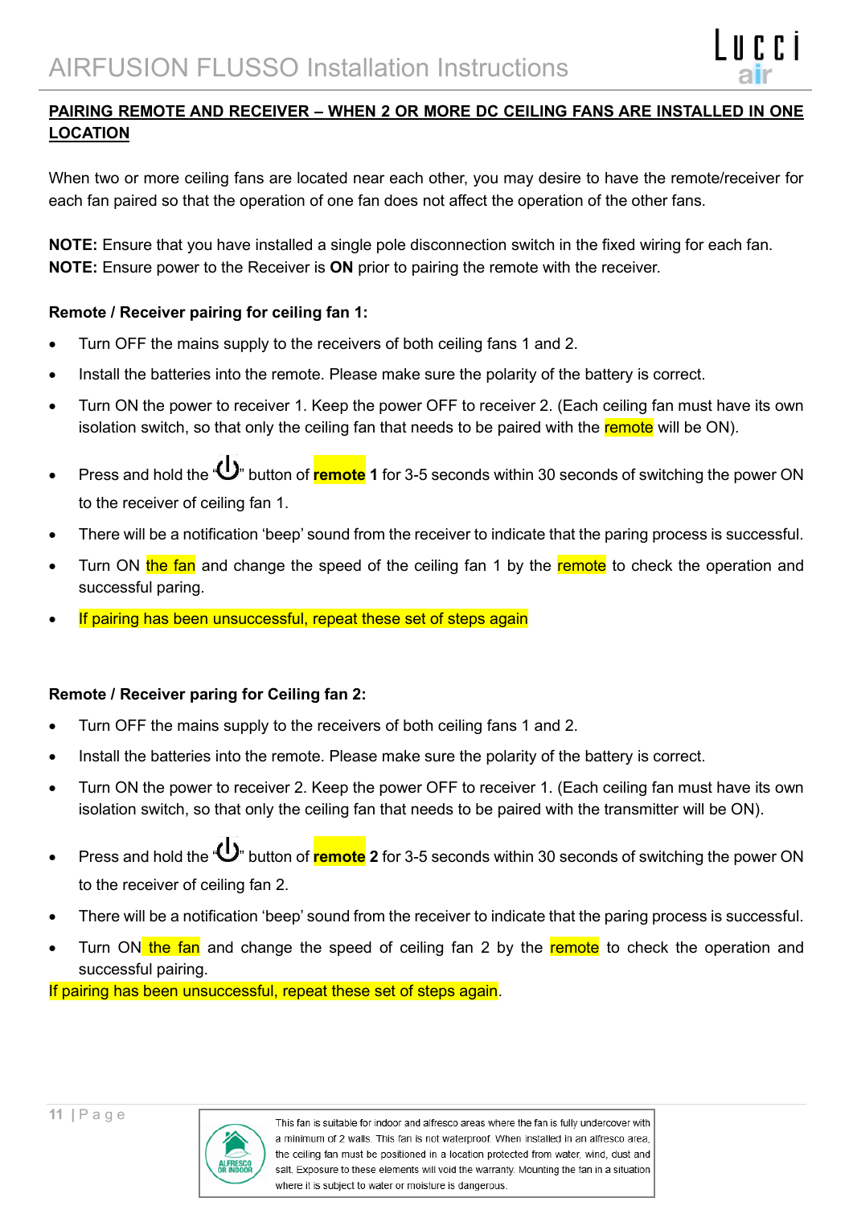## PAIRING REMOTE AND RECEIVER – WHEN 2 OR MORE DC CEILING FANS ARE INSTALLED IN ONE LOCATION

When two or more ceiling fans are located near each other, you may desire to have the remote/receiver for each fan paired so that the operation of one fan does not affect the operation of the other fans.

**NOTE:** Ensure that you have installed a single pole disconnection switch in the fixed wiring for each fan.
**NOTE:** Ensure power to the Receiver is **ON** prior to pairing the remote with the receiver.

### Remote / Receiver pairing for ceiling fan 1:

- Turn OFF the mains supply to the receivers of both ceiling fans 1 and 2.
- Install the batteries into the remote. Please make sure the polarity of the battery is correct.
- Turn ON the power to receiver 1. Keep the power OFF to receiver 2. (Each ceiling fan must have its own isolation switch, so that only the ceiling fan that needs to be paired with the remote will be ON).
- Press and hold the "⏻" button of **remote 1** for 3-5 seconds within 30 seconds of switching the power ON to the receiver of ceiling fan 1.
- There will be a notification 'beep' sound from the receiver to indicate that the paring process is successful.
- Turn ON the fan and change the speed of the ceiling fan 1 by the remote to check the operation and successful paring.
- If pairing has been unsuccessful, repeat these set of steps again

### Remote / Receiver paring for Ceiling fan 2:

- Turn OFF the mains supply to the receivers of both ceiling fans 1 and 2.
- Install the batteries into the remote. Please make sure the polarity of the battery is correct.
- Turn ON the power to receiver 2. Keep the power OFF to receiver 1. (Each ceiling fan must have its own isolation switch, so that only the ceiling fan that needs to be paired with the transmitter will be ON).
- Press and hold the "⏻" button of **remote 2** for 3-5 seconds within 30 seconds of switching the power ON to the receiver of ceiling fan 2.
- There will be a notification 'beep' sound from the receiver to indicate that the paring process is successful.
- Turn ON the fan and change the speed of ceiling fan 2 by the remote to check the operation and successful pairing.

If pairing has been unsuccessful, repeat these set of steps again.

ALFRESCO OR INDOOR

This fan is suitable for indoor and alfresco areas where the fan is fully undercover with a minimum of 2 walls. This fan is not waterproof. When installed in an alfresco area, the ceiling fan must be positioned in a location protected from water, wind, dust and salt. Exposure to these elements will void the warranty. Mounting the fan in a situation where it is subject to water or moisture is dangerous.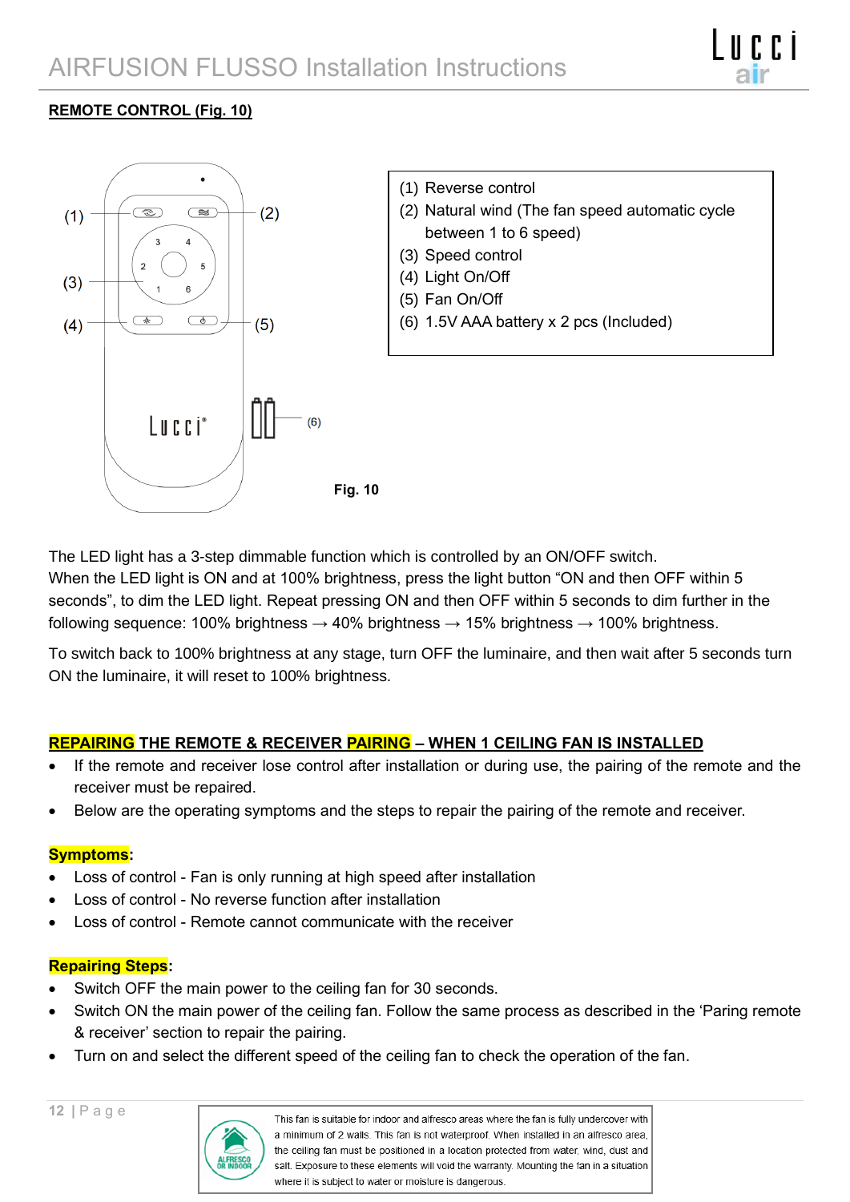## REMOTE CONTROL (Fig. 10)

(1) Reverse control
(2) Natural wind (The fan speed automatic cycle between 1 to 6 speed)
(3) Speed control
(4) Light On/Off
(5) Fan On/Off
(6) 1.5V AAA battery x 2 pcs (Included)

Fig. 10

The LED light has a 3-step dimmable function which is controlled by an ON/OFF switch.
When the LED light is ON and at 100% brightness, press the light button "ON and then OFF within 5 seconds", to dim the LED light. Repeat pressing ON and then OFF within 5 seconds to dim further in the following sequence: 100% brightness → 40% brightness → 15% brightness → 100% brightness.

To switch back to 100% brightness at any stage, turn OFF the luminaire, and then wait after 5 seconds turn ON the luminaire, it will reset to 100% brightness.

## REPAIRING THE REMOTE & RECEIVER PAIRING – WHEN 1 CEILING FAN IS INSTALLED

- If the remote and receiver lose control after installation or during use, the pairing of the remote and the receiver must be repaired.
- Below are the operating symptoms and the steps to repair the pairing of the remote and receiver.

**Symptoms**:

- Loss of control - Fan is only running at high speed after installation
- Loss of control - No reverse function after installation
- Loss of control - Remote cannot communicate with the receiver

**Repairing Steps**:

- Switch OFF the main power to the ceiling fan for 30 seconds.
- Switch ON the main power of the ceiling fan. Follow the same process as described in the 'Paring remote & receiver' section to repair the pairing.
- Turn on and select the different speed of the ceiling fan to check the operation of the fan.

This fan is suitable for indoor and alfresco areas where the fan is fully undercover with a minimum of 2 walls. This fan is not waterproof. When installed in an alfresco area, the ceiling fan must be positioned in a location protected from water, wind, dust and salt. Exposure to these elements will void the warranty. Mounting the fan in a situation where it is subject to water or moisture is dangerous.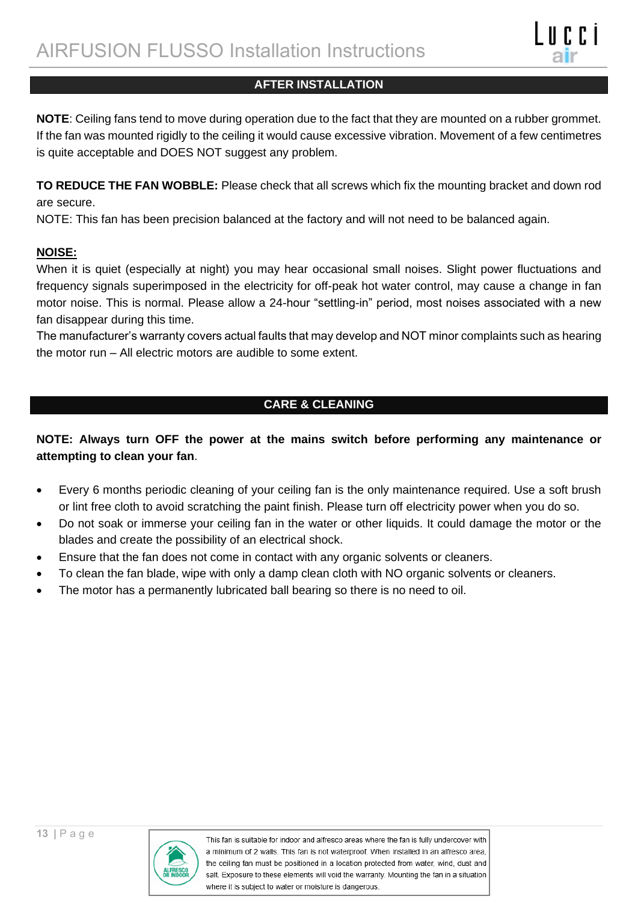## AFTER INSTALLATION

**NOTE**: Ceiling fans tend to move during operation due to the fact that they are mounted on a rubber grommet. If the fan was mounted rigidly to the ceiling it would cause excessive vibration. Movement of a few centimetres is quite acceptable and DOES NOT suggest any problem.

**TO REDUCE THE FAN WOBBLE:** Please check that all screws which fix the mounting bracket and down rod are secure.
NOTE: This fan has been precision balanced at the factory and will not need to be balanced again.

**NOISE:**
When it is quiet (especially at night) you may hear occasional small noises. Slight power fluctuations and frequency signals superimposed in the electricity for off-peak hot water control, may cause a change in fan motor noise. This is normal. Please allow a 24-hour "settling-in" period, most noises associated with a new fan disappear during this time.
The manufacturer's warranty covers actual faults that may develop and NOT minor complaints such as hearing the motor run – All electric motors are audible to some extent.

## CARE & CLEANING

**NOTE: Always turn OFF the power at the mains switch before performing any maintenance or attempting to clean your fan**.

- Every 6 months periodic cleaning of your ceiling fan is the only maintenance required. Use a soft brush or lint free cloth to avoid scratching the paint finish. Please turn off electricity power when you do so.
- Do not soak or immerse your ceiling fan in the water or other liquids. It could damage the motor or the blades and create the possibility of an electrical shock.
- Ensure that the fan does not come in contact with any organic solvents or cleaners.
- To clean the fan blade, wipe with only a damp clean cloth with NO organic solvents or cleaners.
- The motor has a permanently lubricated ball bearing so there is no need to oil.

ALFRESCO OR INDOOR

This fan is suitable for indoor and alfresco areas where the fan is fully undercover with a minimum of 2 walls. This fan is not waterproof. When installed in an alfresco area, the ceiling fan must be positioned in a location protected from water, wind, dust and salt. Exposure to these elements will void the warranty. Mounting the fan in a situation where it is subject to water or moisture is dangerous.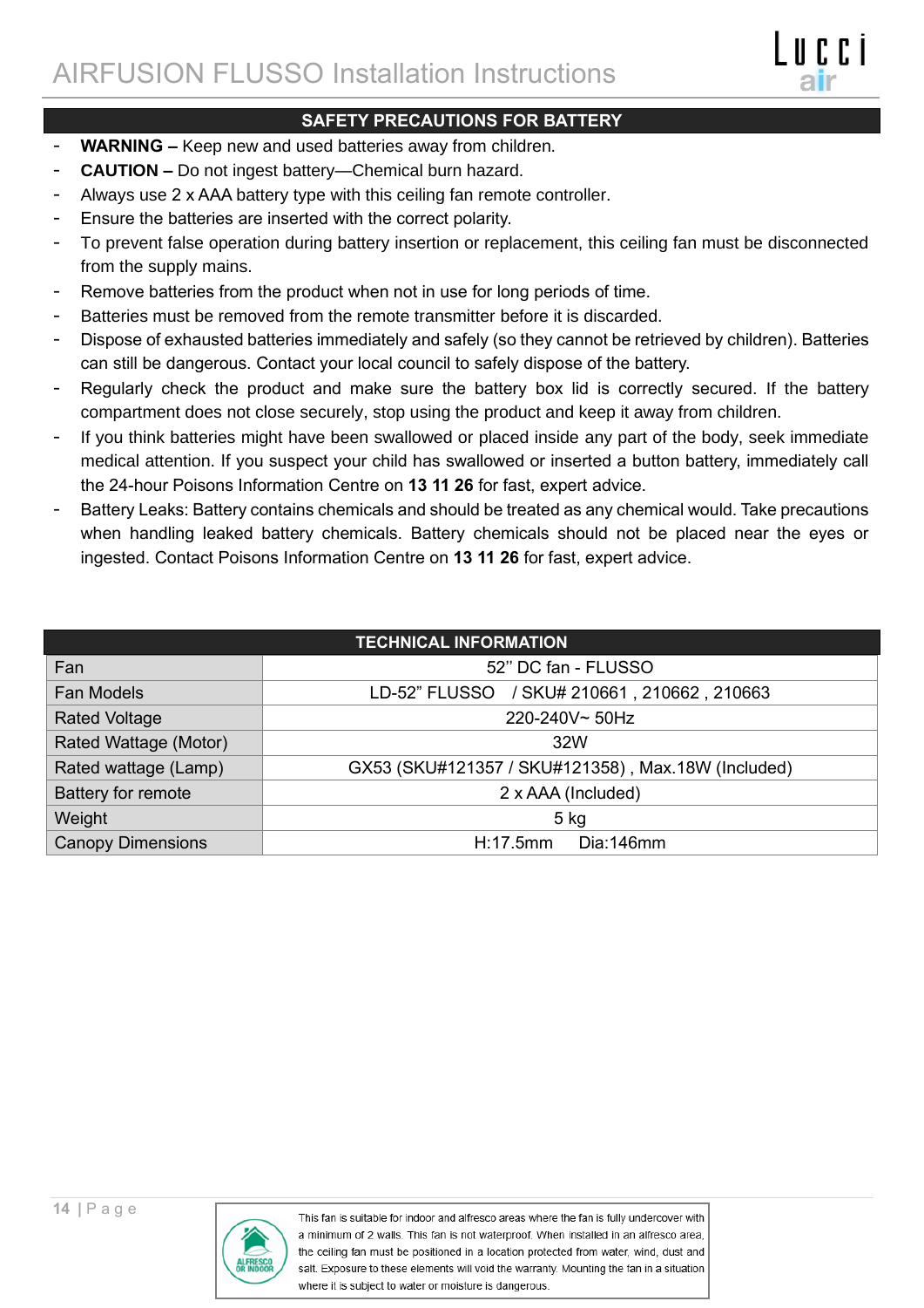## SAFETY PRECAUTIONS FOR BATTERY

- **WARNING –** Keep new and used batteries away from children.
- **CAUTION –** Do not ingest battery—Chemical burn hazard.
- Always use 2 x AAA battery type with this ceiling fan remote controller.
- Ensure the batteries are inserted with the correct polarity.
- To prevent false operation during battery insertion or replacement, this ceiling fan must be disconnected from the supply mains.
- Remove batteries from the product when not in use for long periods of time.
- Batteries must be removed from the remote transmitter before it is discarded.
- Dispose of exhausted batteries immediately and safely (so they cannot be retrieved by children). Batteries can still be dangerous. Contact your local council to safely dispose of the battery.
- Regularly check the product and make sure the battery box lid is correctly secured. If the battery compartment does not close securely, stop using the product and keep it away from children.
- If you think batteries might have been swallowed or placed inside any part of the body, seek immediate medical attention. If you suspect your child has swallowed or inserted a button battery, immediately call the 24-hour Poisons Information Centre on **13 11 26** for fast, expert advice.
- Battery Leaks: Battery contains chemicals and should be treated as any chemical would. Take precautions when handling leaked battery chemicals. Battery chemicals should not be placed near the eyes or ingested. Contact Poisons Information Centre on **13 11 26** for fast, expert advice.

## TECHNICAL INFORMATION

| | |
|---|---|
| Fan | 52'' DC fan - FLUSSO |
| Fan Models | LD-52" FLUSSO / SKU# 210661 , 210662 , 210663 |
| Rated Voltage | 220-240V~ 50Hz |
| Rated Wattage (Motor) | 32W |
| Rated wattage (Lamp) | GX53 (SKU#121357 / SKU#121358) , Max.18W (Included) |
| Battery for remote | 2 x AAA (Included) |
| Weight | 5 kg |
| Canopy Dimensions | H:17.5mm Dia:146mm |

ALFRESCO OR INDOOR

This fan is suitable for indoor and alfresco areas where the fan is fully undercover with a minimum of 2 walls. This fan is not waterproof. When installed in an alfresco area, the ceiling fan must be positioned in a location protected from water, wind, dust and salt. Exposure to these elements will void the warranty. Mounting the fan in a situation where it is subject to water or moisture is dangerous.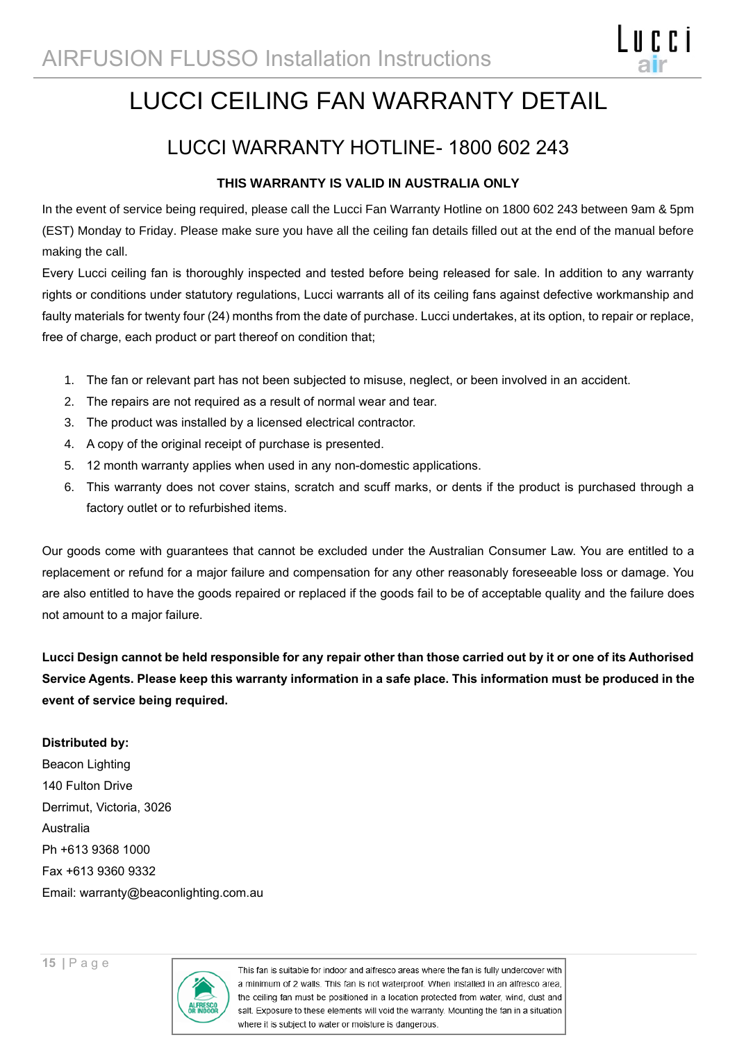# LUCCI CEILING FAN WARRANTY DETAIL

## LUCCI WARRANTY HOTLINE- 1800 602 243

**THIS WARRANTY IS VALID IN AUSTRALIA ONLY**

In the event of service being required, please call the Lucci Fan Warranty Hotline on 1800 602 243 between 9am & 5pm (EST) Monday to Friday. Please make sure you have all the ceiling fan details filled out at the end of the manual before making the call.

Every Lucci ceiling fan is thoroughly inspected and tested before being released for sale. In addition to any warranty rights or conditions under statutory regulations, Lucci warrants all of its ceiling fans against defective workmanship and faulty materials for twenty four (24) months from the date of purchase. Lucci undertakes, at its option, to repair or replace, free of charge, each product or part thereof on condition that;

1. The fan or relevant part has not been subjected to misuse, neglect, or been involved in an accident.
2. The repairs are not required as a result of normal wear and tear.
3. The product was installed by a licensed electrical contractor.
4. A copy of the original receipt of purchase is presented.
5. 12 month warranty applies when used in any non-domestic applications.
6. This warranty does not cover stains, scratch and scuff marks, or dents if the product is purchased through a factory outlet or to refurbished items.

Our goods come with guarantees that cannot be excluded under the Australian Consumer Law. You are entitled to a replacement or refund for a major failure and compensation for any other reasonably foreseeable loss or damage. You are also entitled to have the goods repaired or replaced if the goods fail to be of acceptable quality and the failure does not amount to a major failure.

**Lucci Design cannot be held responsible for any repair other than those carried out by it or one of its Authorised Service Agents. Please keep this warranty information in a safe place. This information must be produced in the event of service being required.**

**Distributed by:**
Beacon Lighting
140 Fulton Drive
Derrimut, Victoria, 3026
Australia
Ph +613 9368 1000
Fax +613 9360 9332
Email: warranty@beaconlighting.com.au

ALFRESCO OR INDOOR

This fan is suitable for indoor and alfresco areas where the fan is fully undercover with a minimum of 2 walls. This fan is not waterproof. When installed in an alfresco area, the ceiling fan must be positioned in a location protected from water, wind, dust and salt. Exposure to these elements will void the warranty. Mounting the fan in a situation where it is subject to water or moisture is dangerous.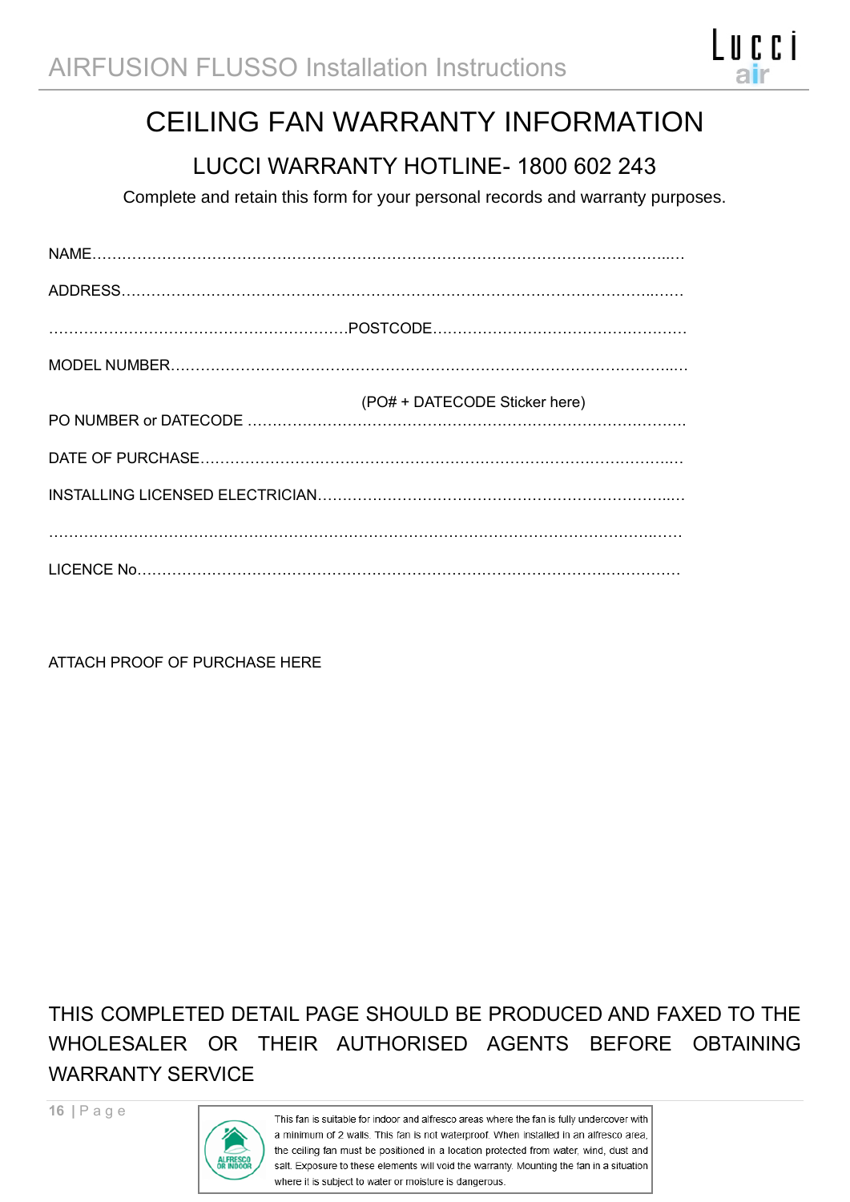# CEILING FAN WARRANTY INFORMATION

## LUCCI WARRANTY HOTLINE- 1800 602 243

Complete and retain this form for your personal records and warranty purposes.

NAME………………………………………………………………………………………………….…

ADDRESS……………………………………………………………………………………………..……

……………………………………………………POSTCODE……………………………………………

MODEL NUMBER……………………………………………………………………………………...…

(PO# + DATECODE Sticker here)

PO NUMBER or DATECODE ……………………………………………………………………………

DATE OF PURCHASE……………………………………………………………………………………

INSTALLING LICENSED ELECTRICIAN…………………………………………………………...…

………………………………………………………………………………………………………………

LICENCE No…………………………………………………………………………………………………

ATTACH PROOF OF PURCHASE HERE

THIS COMPLETED DETAIL PAGE SHOULD BE PRODUCED AND FAXED TO THE WHOLESALER OR THEIR AUTHORISED AGENTS BEFORE OBTAINING WARRANTY SERVICE

ALFRESCO OR INDOOR

This fan is suitable for indoor and alfresco areas where the fan is fully undercover with a minimum of 2 walls. This fan is not waterproof. When installed in an alfresco area, the ceiling fan must be positioned in a location protected from water, wind, dust and salt. Exposure to these elements will void the warranty. Mounting the fan in a situation where it is subject to water or moisture is dangerous.